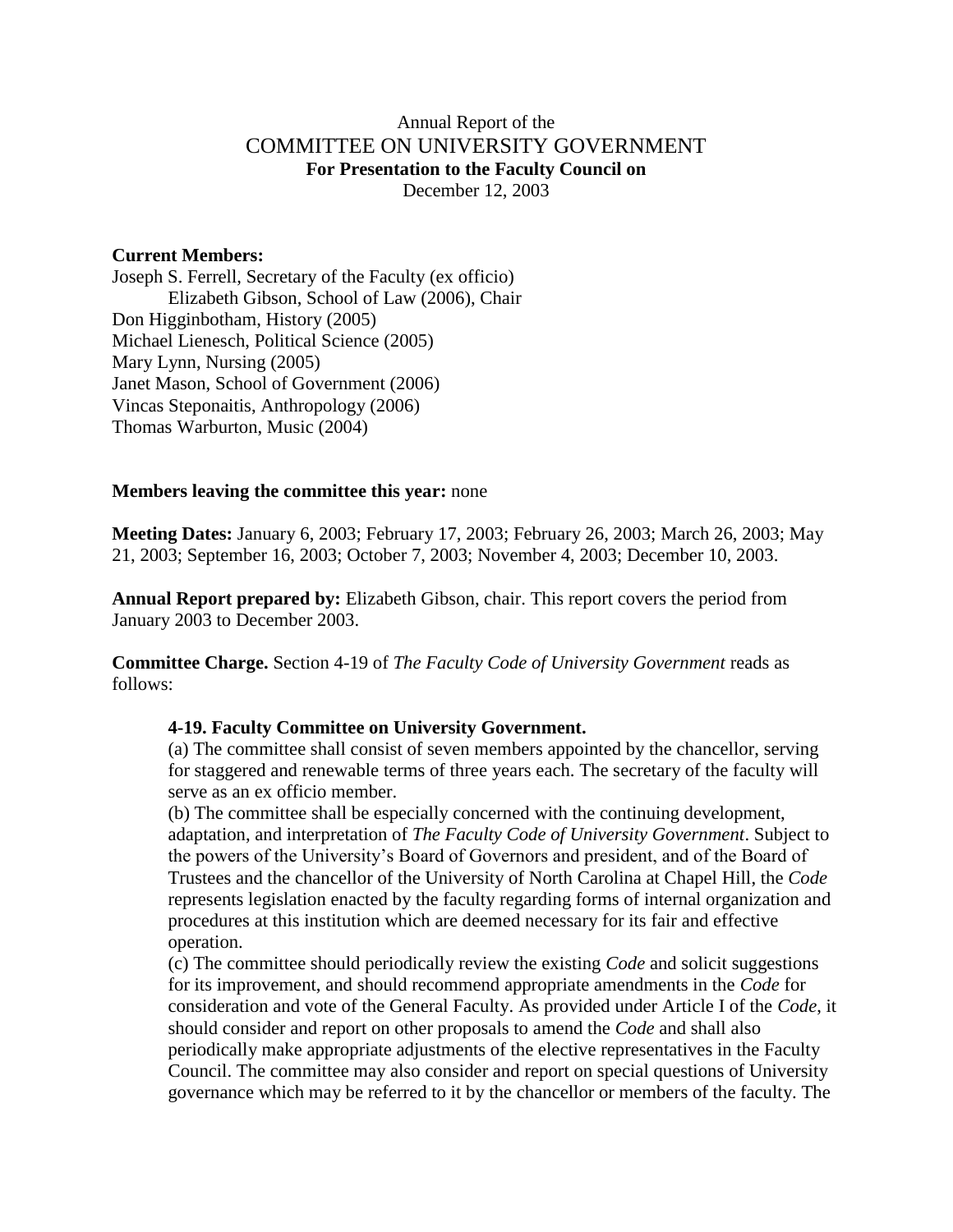Annual Report of the

# COMMITTEE ON UNIVERSITY GOVERNMENT

**For Presentation to the Faculty Council on**

December 12, 2003

**Current Members:**

Joseph S. Ferrell, Secretary of the Faculty (ex officio)
Elizabeth Gibson, School of Law (2006), Chair
Don Higginbotham, History (2005)
Michael Lienesch, Political Science (2005)
Mary Lynn, Nursing (2005)
Janet Mason, School of Government (2006)
Vincas Steponaitis, Anthropology (2006)
Thomas Warburton, Music (2004)

**Members leaving the committee this year:** none

**Meeting Dates:** January 6, 2003; February 17, 2003; February 26, 2003; March 26, 2003; May 21, 2003; September 16, 2003; October 7, 2003; November 4, 2003; December 10, 2003.

**Annual Report prepared by:** Elizabeth Gibson, chair. This report covers the period from January 2003 to December 2003.

**Committee Charge.** Section 4-19 of *The Faculty Code of University Government* reads as follows:

> **4-19. Faculty Committee on University Government.**
>
> (a) The committee shall consist of seven members appointed by the chancellor, serving for staggered and renewable terms of three years each. The secretary of the faculty will serve as an ex officio member.
>
> (b) The committee shall be especially concerned with the continuing development, adaptation, and interpretation of *The Faculty Code of University Government*. Subject to the powers of the University's Board of Governors and president, and of the Board of Trustees and the chancellor of the University of North Carolina at Chapel Hill, the *Code* represents legislation enacted by the faculty regarding forms of internal organization and procedures at this institution which are deemed necessary for its fair and effective operation.
>
> (c) The committee should periodically review the existing *Code* and solicit suggestions for its improvement, and should recommend appropriate amendments in the *Code* for consideration and vote of the General Faculty. As provided under Article I of the *Code*, it should consider and report on other proposals to amend the *Code* and shall also periodically make appropriate adjustments of the elective representatives in the Faculty Council. The committee may also consider and report on special questions of University governance which may be referred to it by the chancellor or members of the faculty. The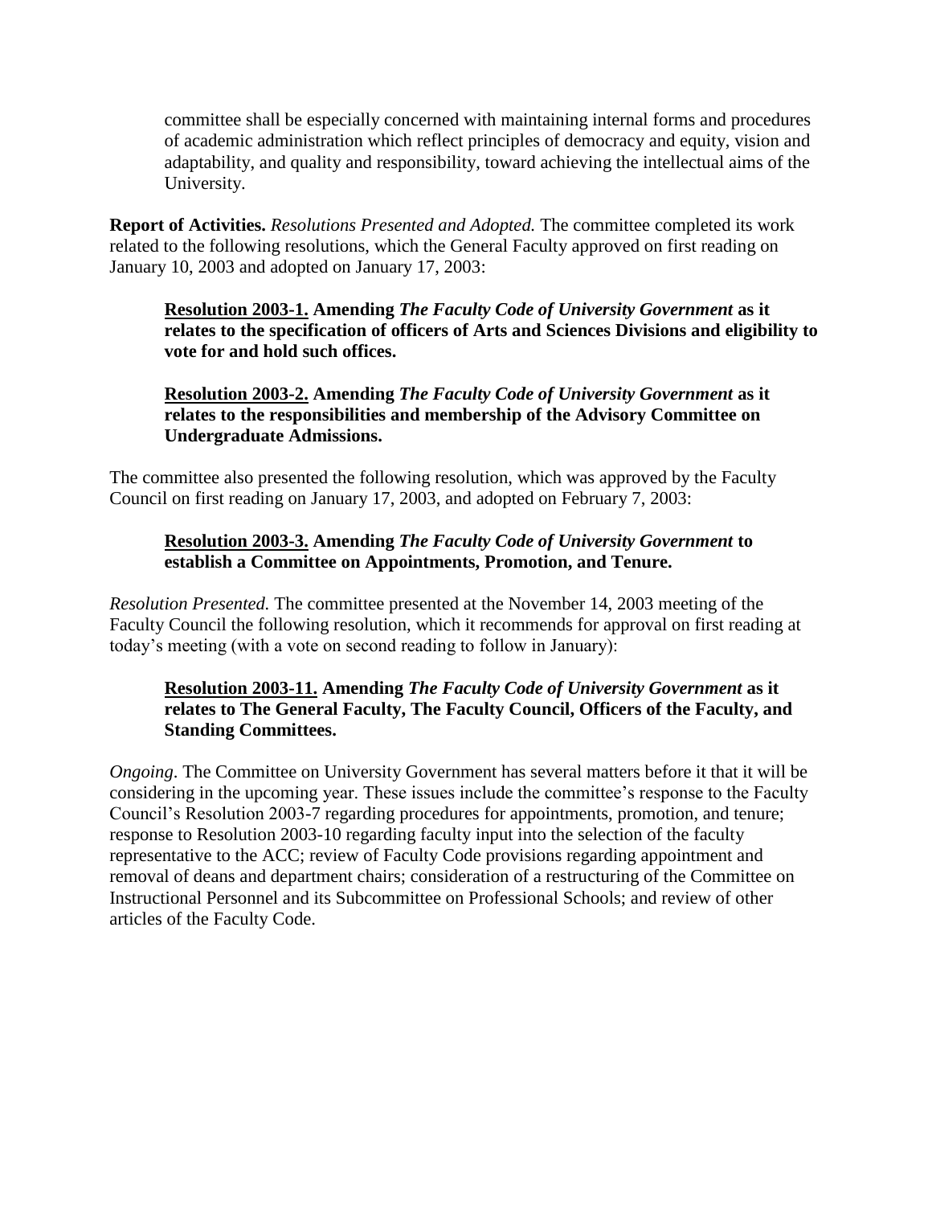committee shall be especially concerned with maintaining internal forms and procedures of academic administration which reflect principles of democracy and equity, vision and adaptability, and quality and responsibility, toward achieving the intellectual aims of the University.

**Report of Activities.** *Resolutions Presented and Adopted.* The committee completed its work related to the following resolutions, which the General Faculty approved on first reading on January 10, 2003 and adopted on January 17, 2003:

> **Resolution 2003-1. Amending *The Faculty Code of University Government* as it relates to the specification of officers of Arts and Sciences Divisions and eligibility to vote for and hold such offices.**
>
> **Resolution 2003-2. Amending *The Faculty Code of University Government* as it relates to the responsibilities and membership of the Advisory Committee on Undergraduate Admissions.**

The committee also presented the following resolution, which was approved by the Faculty Council on first reading on January 17, 2003, and adopted on February 7, 2003:

> **Resolution 2003-3. Amending *The Faculty Code of University Government* to establish a Committee on Appointments, Promotion, and Tenure.**

*Resolution Presented.* The committee presented at the November 14, 2003 meeting of the Faculty Council the following resolution, which it recommends for approval on first reading at today's meeting (with a vote on second reading to follow in January):

> **Resolution 2003-11. Amending *The Faculty Code of University Government* as it relates to The General Faculty, The Faculty Council, Officers of the Faculty, and Standing Committees.**

*Ongoing*. The Committee on University Government has several matters before it that it will be considering in the upcoming year. These issues include the committee's response to the Faculty Council's Resolution 2003-7 regarding procedures for appointments, promotion, and tenure; response to Resolution 2003-10 regarding faculty input into the selection of the faculty representative to the ACC; review of Faculty Code provisions regarding appointment and removal of deans and department chairs; consideration of a restructuring of the Committee on Instructional Personnel and its Subcommittee on Professional Schools; and review of other articles of the Faculty Code.